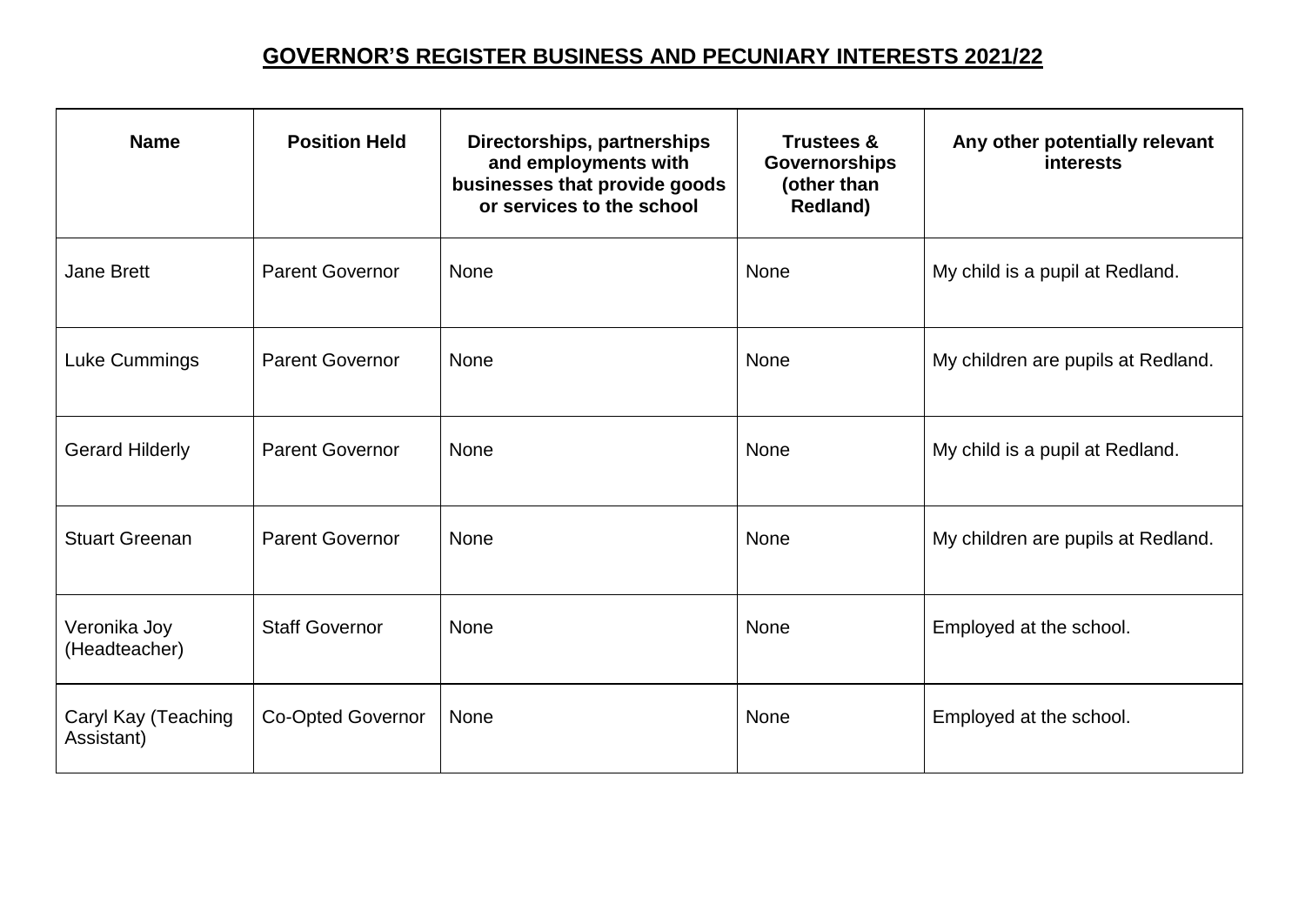# GOVERNOR'S REGISTER BUSINESS AND PECUNIARY INTERESTS 2021/22

| Name | Position Held | Directorships, partnerships and employments with businesses that provide goods or services to the school | Trustees & Governorships (other than Redland) | Any other potentially relevant interests |
|---|---|---|---|---|
| Jane Brett | Parent Governor | None | None | My child is a pupil at Redland. |
| Luke Cummings | Parent Governor | None | None | My children are pupils at Redland. |
| Gerard Hilderly | Parent Governor | None | None | My child is a pupil at Redland. |
| Stuart Greenan | Parent Governor | None | None | My children are pupils at Redland. |
| Veronika Joy (Headteacher) | Staff Governor | None | None | Employed at the school. |
| Caryl Kay (Teaching Assistant) | Co-Opted Governor | None | None | Employed at the school. |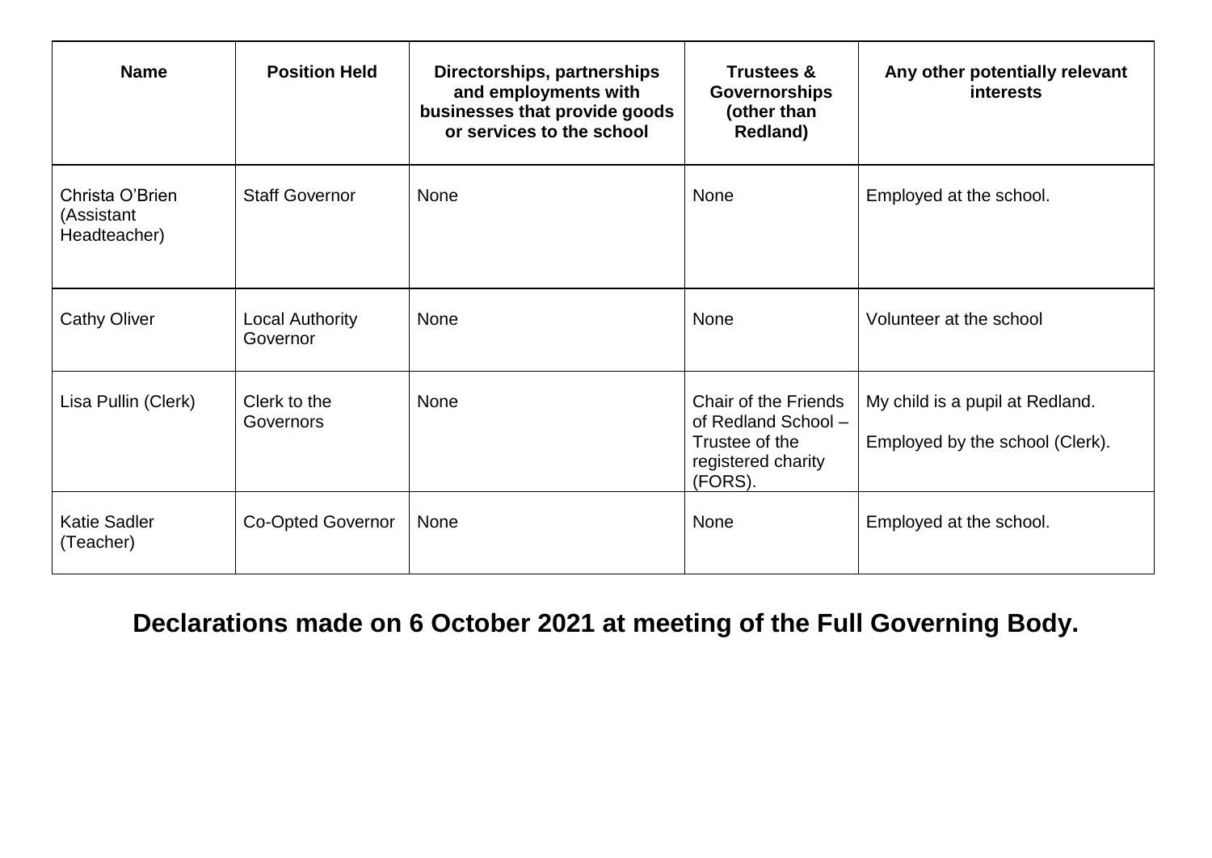| Name | Position Held | Directorships, partnerships and employments with businesses that provide goods or services to the school | Trustees & Governorships (other than Redland) | Any other potentially relevant interests |
|---|---|---|---|---|
| Christa O'Brien (Assistant Headteacher) | Staff Governor | None | None | Employed at the school. |
| Cathy Oliver | Local Authority Governor | None | None | Volunteer at the school |
| Lisa Pullin (Clerk) | Clerk to the Governors | None | Chair of the Friends of Redland School – Trustee of the registered charity (FORS). | My child is a pupil at Redland.<br><br>Employed by the school (Clerk). |
| Katie Sadler (Teacher) | Co-Opted Governor | None | None | Employed at the school. |

**Declarations made on 6 October 2021 at meeting of the Full Governing Body.**